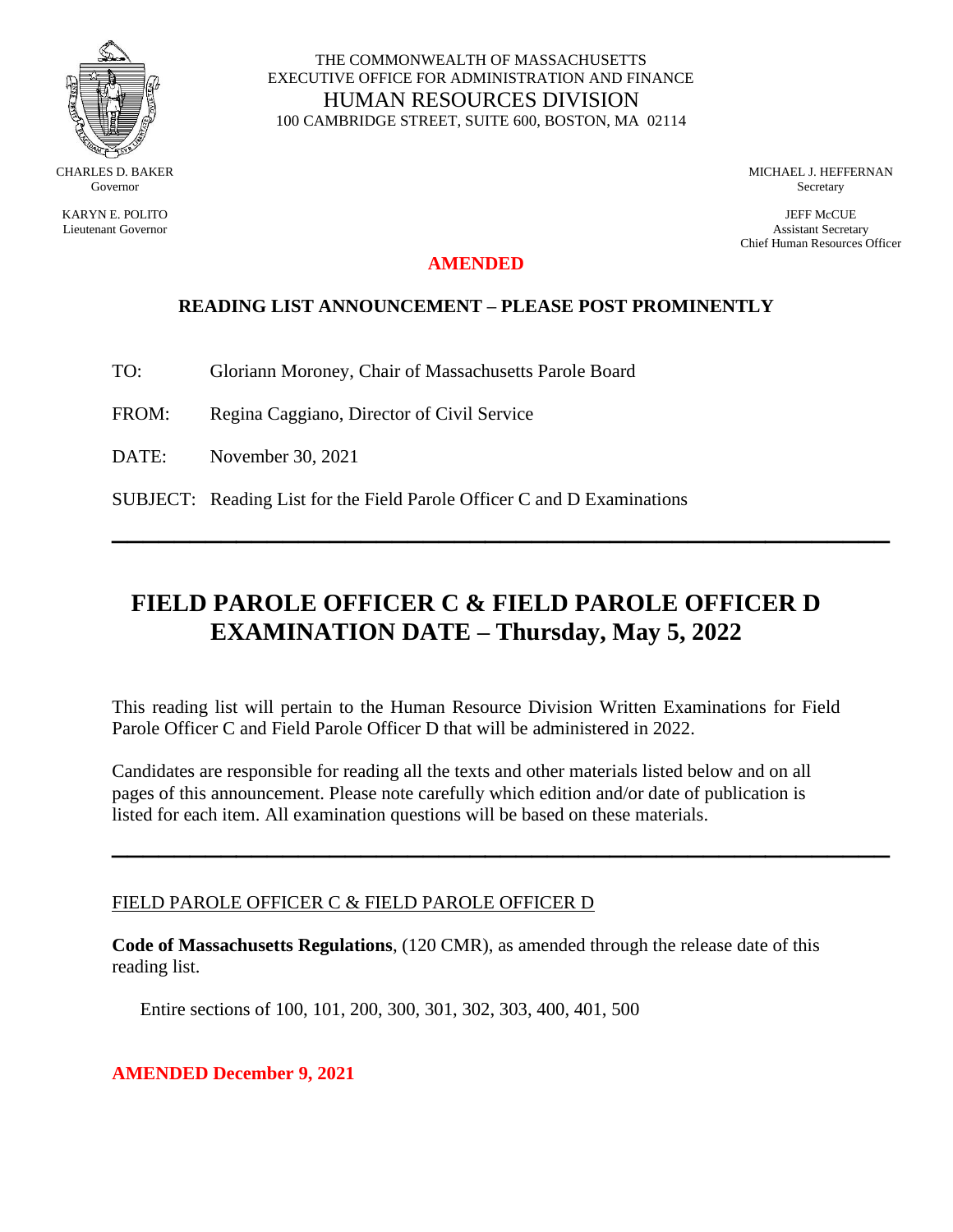THE COMMONWEALTH OF MASSACHUSETTS
EXECUTIVE OFFICE FOR ADMINISTRATION AND FINANCE
HUMAN RESOURCES DIVISION
100 CAMBRIDGE STREET, SUITE 600, BOSTON, MA 02114

CHARLES D. BAKER
Governor

KARYN E. POLITO
Lieutenant Governor

MICHAEL J. HEFFERNAN
Secretary

JEFF McCUE
Assistant Secretary
Chief Human Resources Officer

**AMENDED**

**READING LIST ANNOUNCEMENT – PLEASE POST PROMINENTLY**

TO: Gloriann Moroney, Chair of Massachusetts Parole Board

FROM: Regina Caggiano, Director of Civil Service

DATE: November 30, 2021

SUBJECT: Reading List for the Field Parole Officer C and D Examinations

---

# FIELD PAROLE OFFICER C & FIELD PAROLE OFFICER D EXAMINATION DATE – Thursday, May 5, 2022

This reading list will pertain to the Human Resource Division Written Examinations for Field Parole Officer C and Field Parole Officer D that will be administered in 2022.

Candidates are responsible for reading all the texts and other materials listed below and on all pages of this announcement. Please note carefully which edition and/or date of publication is listed for each item. All examination questions will be based on these materials.

---

FIELD PAROLE OFFICER C & FIELD PAROLE OFFICER D

**Code of Massachusetts Regulations**, (120 CMR), as amended through the release date of this reading list.

Entire sections of 100, 101, 200, 300, 301, 302, 303, 400, 401, 500

**AMENDED December 9, 2021**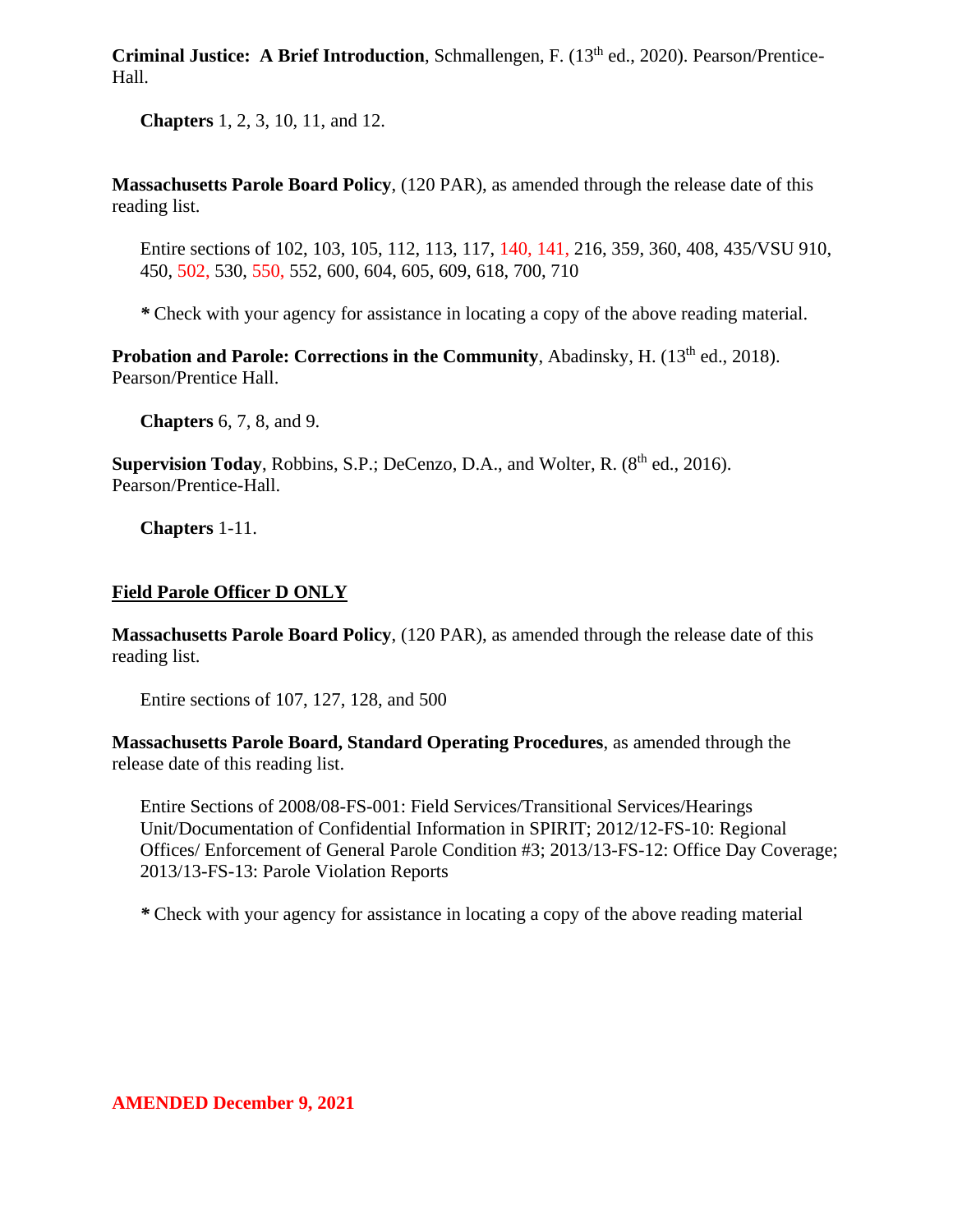**Criminal Justice: A Brief Introduction**, Schmallengen, F. (13th ed., 2020). Pearson/Prentice-Hall.

**Chapters** 1, 2, 3, 10, 11, and 12.

**Massachusetts Parole Board Policy**, (120 PAR), as amended through the release date of this reading list.

Entire sections of 102, 103, 105, 112, 113, 117, 140, 141, 216, 359, 360, 408, 435/VSU 910, 450, 502, 530, 550, 552, 600, 604, 605, 609, 618, 700, 710

***** Check with your agency for assistance in locating a copy of the above reading material.

**Probation and Parole: Corrections in the Community**, Abadinsky, H. (13th ed., 2018). Pearson/Prentice Hall.

**Chapters** 6, 7, 8, and 9.

**Supervision Today**, Robbins, S.P.; DeCenzo, D.A., and Wolter, R. (8th ed., 2016). Pearson/Prentice-Hall.

**Chapters** 1-11.

**Field Parole Officer D ONLY**

**Massachusetts Parole Board Policy**, (120 PAR), as amended through the release date of this reading list.

Entire sections of 107, 127, 128, and 500

**Massachusetts Parole Board, Standard Operating Procedures**, as amended through the release date of this reading list.

Entire Sections of 2008/08-FS-001: Field Services/Transitional Services/Hearings Unit/Documentation of Confidential Information in SPIRIT; 2012/12-FS-10: Regional Offices/ Enforcement of General Parole Condition #3; 2013/13-FS-12: Office Day Coverage; 2013/13-FS-13: Parole Violation Reports

***** Check with your agency for assistance in locating a copy of the above reading material

**AMENDED December 9, 2021**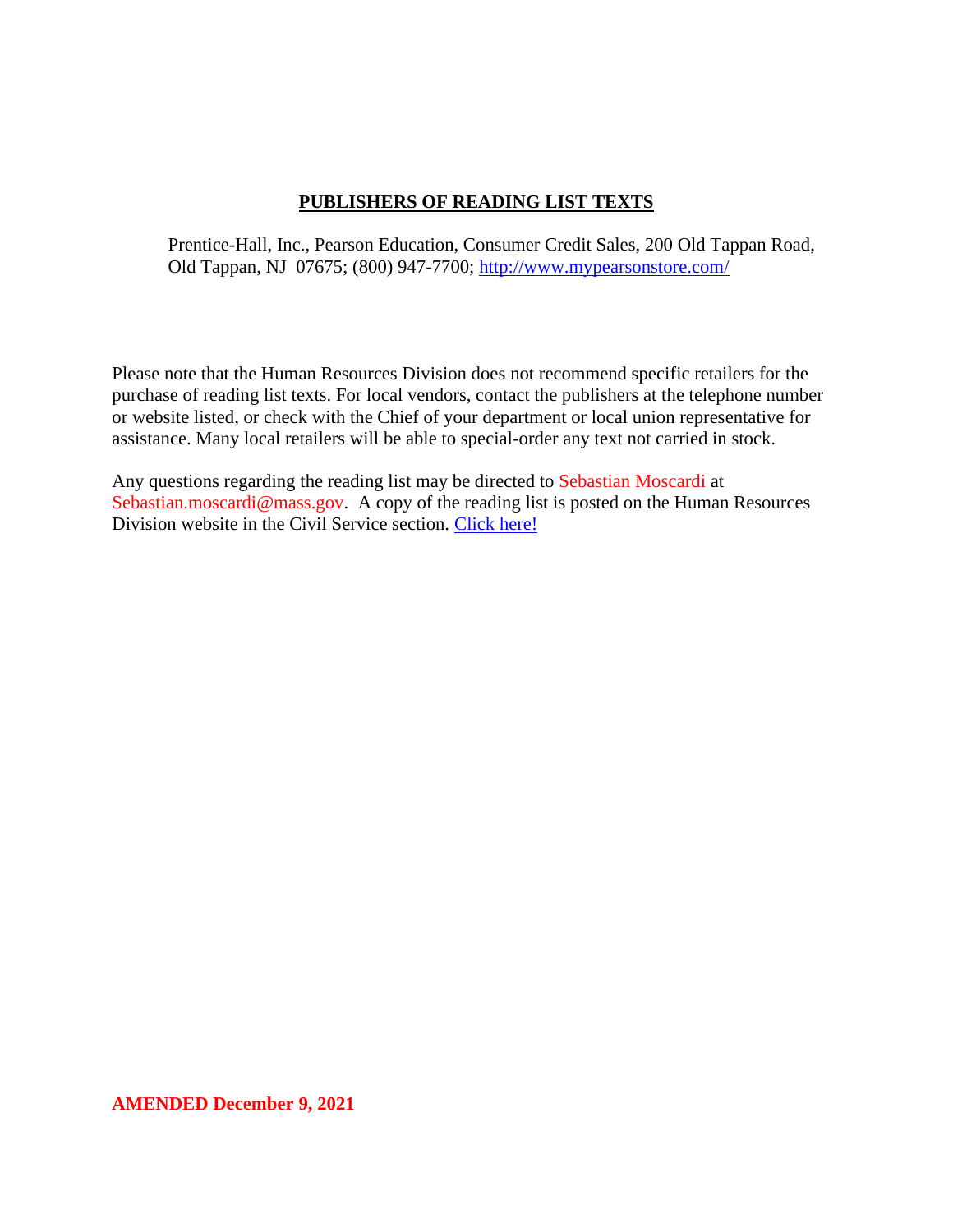## PUBLISHERS OF READING LIST TEXTS

Prentice-Hall, Inc., Pearson Education, Consumer Credit Sales, 200 Old Tappan Road, Old Tappan, NJ 07675; (800) 947-7700; http://www.mypearsonstore.com/

Please note that the Human Resources Division does not recommend specific retailers for the purchase of reading list texts. For local vendors, contact the publishers at the telephone number or website listed, or check with the Chief of your department or local union representative for assistance. Many local retailers will be able to special-order any text not carried in stock.

Any questions regarding the reading list may be directed to Sebastian Moscardi at Sebastian.moscardi@mass.gov. A copy of the reading list is posted on the Human Resources Division website in the Civil Service section. Click here!

**AMENDED December 9, 2021**